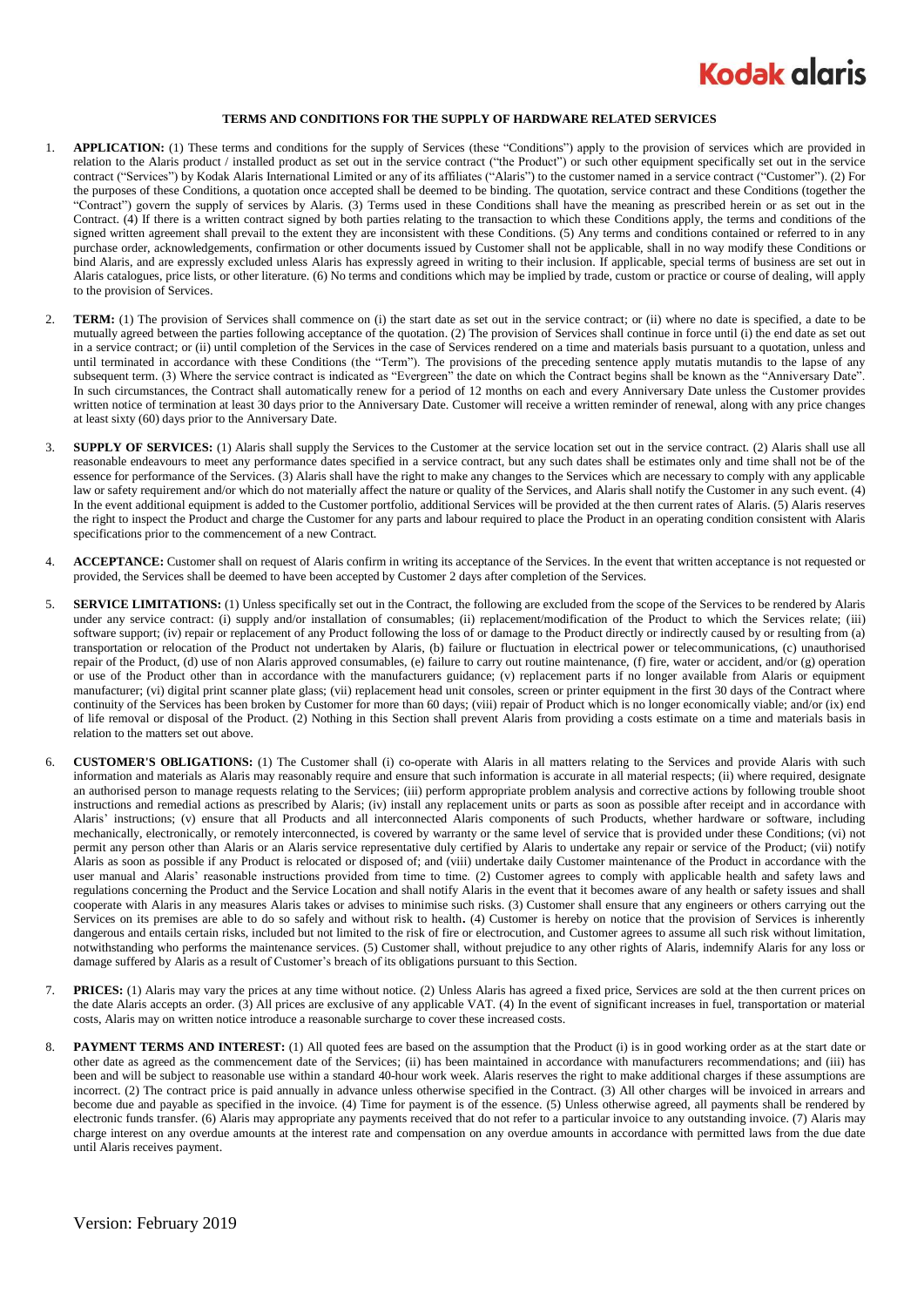Kodak alaris

# TERMS AND CONDITIONS FOR THE SUPPLY OF HARDWARE RELATED SERVICES

1. **APPLICATION:** (1) These terms and conditions for the supply of Services (these "Conditions") apply to the provision of services which are provided in relation to the Alaris product / installed product as set out in the service contract ("the Product") or such other equipment specifically set out in the service contract ("Services") by Kodak Alaris International Limited or any of its affiliates ("Alaris") to the customer named in a service contract ("Customer"). (2) For the purposes of these Conditions, a quotation once accepted shall be deemed to be binding. The quotation, service contract and these Conditions (together the "Contract") govern the supply of services by Alaris. (3) Terms used in these Conditions shall have the meaning as prescribed herein or as set out in the Contract. (4) If there is a written contract signed by both parties relating to the transaction to which these Conditions apply, the terms and conditions of the signed written agreement shall prevail to the extent they are inconsistent with these Conditions. (5) Any terms and conditions contained or referred to in any purchase order, acknowledgements, confirmation or other documents issued by Customer shall not be applicable, shall in no way modify these Conditions or bind Alaris, and are expressly excluded unless Alaris has expressly agreed in writing to their inclusion. If applicable, special terms of business are set out in Alaris catalogues, price lists, or other literature. (6) No terms and conditions which may be implied by trade, custom or practice or course of dealing, will apply to the provision of Services.

2. **TERM:** (1) The provision of Services shall commence on (i) the start date as set out in the service contract; or (ii) where no date is specified, a date to be mutually agreed between the parties following acceptance of the quotation. (2) The provision of Services shall continue in force until (i) the end date as set out in a service contract; or (ii) until completion of the Services in the case of Services rendered on a time and materials basis pursuant to a quotation, unless and until terminated in accordance with these Conditions (the "Term"). The provisions of the preceding sentence apply mutatis mutandis to the lapse of any subsequent term. (3) Where the service contract is indicated as "Evergreen" the date on which the Contract begins shall be known as the "Anniversary Date". In such circumstances, the Contract shall automatically renew for a period of 12 months on each and every Anniversary Date unless the Customer provides written notice of termination at least 30 days prior to the Anniversary Date. Customer will receive a written reminder of renewal, along with any price changes at least sixty (60) days prior to the Anniversary Date.

3. **SUPPLY OF SERVICES:** (1) Alaris shall supply the Services to the Customer at the service location set out in the service contract. (2) Alaris shall use all reasonable endeavours to meet any performance dates specified in a service contract, but any such dates shall be estimates only and time shall not be of the essence for performance of the Services. (3) Alaris shall have the right to make any changes to the Services which are necessary to comply with any applicable law or safety requirement and/or which do not materially affect the nature or quality of the Services, and Alaris shall notify the Customer in any such event. (4) In the event additional equipment is added to the Customer portfolio, additional Services will be provided at the then current rates of Alaris. (5) Alaris reserves the right to inspect the Product and charge the Customer for any parts and labour required to place the Product in an operating condition consistent with Alaris specifications prior to the commencement of a new Contract.

4. **ACCEPTANCE:** Customer shall on request of Alaris confirm in writing its acceptance of the Services. In the event that written acceptance is not requested or provided, the Services shall be deemed to have been accepted by Customer 2 days after completion of the Services.

5. **SERVICE LIMITATIONS:** (1) Unless specifically set out in the Contract, the following are excluded from the scope of the Services to be rendered by Alaris under any service contract: (i) supply and/or installation of consumables; (ii) replacement/modification of the Product to which the Services relate; (iii) software support; (iv) repair or replacement of any Product following the loss of or damage to the Product directly or indirectly caused by or resulting from (a) transportation or relocation of the Product not undertaken by Alaris, (b) failure or fluctuation in electrical power or telecommunications, (c) unauthorised repair of the Product, (d) use of non Alaris approved consumables, (e) failure to carry out routine maintenance, (f) fire, water or accident, and/or (g) operation or use of the Product other than in accordance with the manufacturers guidance; (v) replacement parts if no longer available from Alaris or equipment manufacturer; (vi) digital print scanner plate glass; (vii) replacement head unit consoles, screen or printer equipment in the first 30 days of the Contract where continuity of the Services has been broken by Customer for more than 60 days; (viii) repair of Product which is no longer economically viable; and/or (ix) end of life removal or disposal of the Product. (2) Nothing in this Section shall prevent Alaris from providing a costs estimate on a time and materials basis in relation to the matters set out above.

6. **CUSTOMER'S OBLIGATIONS:** (1) The Customer shall (i) co-operate with Alaris in all matters relating to the Services and provide Alaris with such information and materials as Alaris may reasonably require and ensure that such information is accurate in all material respects; (ii) where required, designate an authorised person to manage requests relating to the Services; (iii) perform appropriate problem analysis and corrective actions by following trouble shoot instructions and remedial actions as prescribed by Alaris; (iv) install any replacement units or parts as soon as possible after receipt and in accordance with Alaris' instructions; (v) ensure that all Products and all interconnected Alaris components of such Products, whether hardware or software, including mechanically, electronically, or remotely interconnected, is covered by warranty or the same level of service that is provided under these Conditions; (vi) not permit any person other than Alaris or an Alaris service representative duly certified by Alaris to undertake any repair or service of the Product; (vii) notify Alaris as soon as possible if any Product is relocated or disposed of; and (viii) undertake daily Customer maintenance of the Product in accordance with the user manual and Alaris' reasonable instructions provided from time to time. (2) Customer agrees to comply with applicable health and safety laws and regulations concerning the Product and the Service Location and shall notify Alaris in the event that it becomes aware of any health or safety issues and shall cooperate with Alaris in any measures Alaris takes or advises to minimise such risks. (3) Customer shall ensure that any engineers or others carrying out the Services on its premises are able to do so safely and without risk to health**.** (4) Customer is hereby on notice that the provision of Services is inherently dangerous and entails certain risks, included but not limited to the risk of fire or electrocution, and Customer agrees to assume all such risk without limitation, notwithstanding who performs the maintenance services. (5) Customer shall, without prejudice to any other rights of Alaris, indemnify Alaris for any loss or damage suffered by Alaris as a result of Customer's breach of its obligations pursuant to this Section.

7. **PRICES:** (1) Alaris may vary the prices at any time without notice. (2) Unless Alaris has agreed a fixed price, Services are sold at the then current prices on the date Alaris accepts an order. (3) All prices are exclusive of any applicable VAT. (4) In the event of significant increases in fuel, transportation or material costs, Alaris may on written notice introduce a reasonable surcharge to cover these increased costs.

8. **PAYMENT TERMS AND INTEREST:** (1) All quoted fees are based on the assumption that the Product (i) is in good working order as at the start date or other date as agreed as the commencement date of the Services; (ii) has been maintained in accordance with manufacturers recommendations; and (iii) has been and will be subject to reasonable use within a standard 40-hour work week. Alaris reserves the right to make additional charges if these assumptions are incorrect. (2) The contract price is paid annually in advance unless otherwise specified in the Contract. (3) All other charges will be invoiced in arrears and become due and payable as specified in the invoice. (4) Time for payment is of the essence. (5) Unless otherwise agreed, all payments shall be rendered by electronic funds transfer. (6) Alaris may appropriate any payments received that do not refer to a particular invoice to any outstanding invoice. (7) Alaris may charge interest on any overdue amounts at the interest rate and compensation on any overdue amounts in accordance with permitted laws from the due date until Alaris receives payment.

Version: February 2019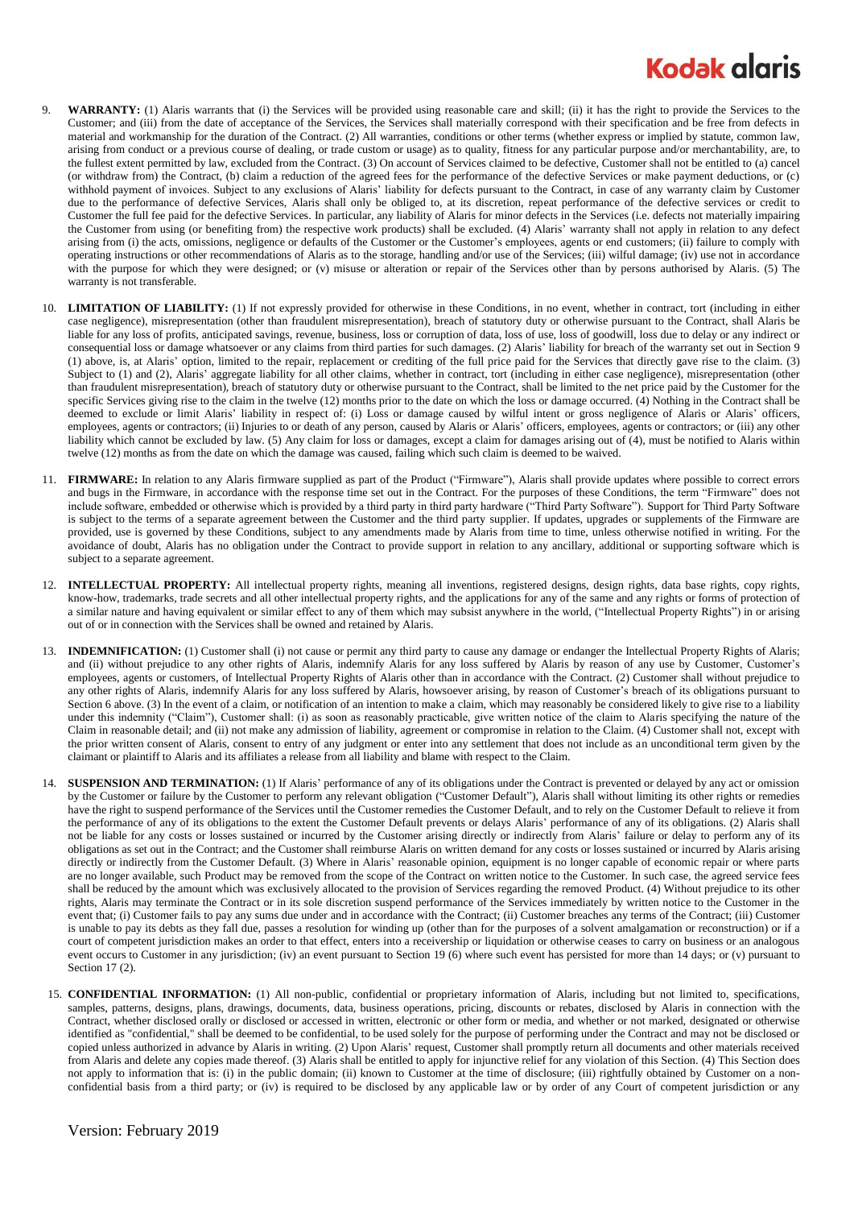9. **WARRANTY:** (1) Alaris warrants that (i) the Services will be provided using reasonable care and skill; (ii) it has the right to provide the Services to the Customer; and (iii) from the date of acceptance of the Services, the Services shall materially correspond with their specification and be free from defects in material and workmanship for the duration of the Contract. (2) All warranties, conditions or other terms (whether express or implied by statute, common law, arising from conduct or a previous course of dealing, or trade custom or usage) as to quality, fitness for any particular purpose and/or merchantability, are, to the fullest extent permitted by law, excluded from the Contract. (3) On account of Services claimed to be defective, Customer shall not be entitled to (a) cancel (or withdraw from) the Contract, (b) claim a reduction of the agreed fees for the performance of the defective Services or make payment deductions, or (c) withhold payment of invoices. Subject to any exclusions of Alaris' liability for defects pursuant to the Contract, in case of any warranty claim by Customer due to the performance of defective Services, Alaris shall only be obliged to, at its discretion, repeat performance of the defective services or credit to Customer the full fee paid for the defective Services. In particular, any liability of Alaris for minor defects in the Services (i.e. defects not materially impairing the Customer from using (or benefiting from) the respective work products) shall be excluded. (4) Alaris' warranty shall not apply in relation to any defect arising from (i) the acts, omissions, negligence or defaults of the Customer or the Customer's employees, agents or end customers; (ii) failure to comply with operating instructions or other recommendations of Alaris as to the storage, handling and/or use of the Services; (iii) wilful damage; (iv) use not in accordance with the purpose for which they were designed; or (v) misuse or alteration or repair of the Services other than by persons authorised by Alaris. (5) The warranty is not transferable.

10. **LIMITATION OF LIABILITY:** (1) If not expressly provided for otherwise in these Conditions, in no event, whether in contract, tort (including in either case negligence), misrepresentation (other than fraudulent misrepresentation), breach of statutory duty or otherwise pursuant to the Contract, shall Alaris be liable for any loss of profits, anticipated savings, revenue, business, loss or corruption of data, loss of use, loss of goodwill, loss due to delay or any indirect or consequential loss or damage whatsoever or any claims from third parties for such damages. (2) Alaris' liability for breach of the warranty set out in Section 9 (1) above, is, at Alaris' option, limited to the repair, replacement or crediting of the full price paid for the Services that directly gave rise to the claim. (3) Subject to (1) and (2), Alaris' aggregate liability for all other claims, whether in contract, tort (including in either case negligence), misrepresentation (other than fraudulent misrepresentation), breach of statutory duty or otherwise pursuant to the Contract, shall be limited to the net price paid by the Customer for the specific Services giving rise to the claim in the twelve (12) months prior to the date on which the loss or damage occurred. (4) Nothing in the Contract shall be deemed to exclude or limit Alaris' liability in respect of: (i) Loss or damage caused by wilful intent or gross negligence of Alaris or Alaris' officers, employees, agents or contractors; (ii) Injuries to or death of any person, caused by Alaris or Alaris' officers, employees, agents or contractors; or (iii) any other liability which cannot be excluded by law. (5) Any claim for loss or damages, except a claim for damages arising out of (4), must be notified to Alaris within twelve (12) months as from the date on which the damage was caused, failing which such claim is deemed to be waived.

11. **FIRMWARE:** In relation to any Alaris firmware supplied as part of the Product ("Firmware"), Alaris shall provide updates where possible to correct errors and bugs in the Firmware, in accordance with the response time set out in the Contract. For the purposes of these Conditions, the term "Firmware" does not include software, embedded or otherwise which is provided by a third party in third party hardware ("Third Party Software"). Support for Third Party Software is subject to the terms of a separate agreement between the Customer and the third party supplier. If updates, upgrades or supplements of the Firmware are provided, use is governed by these Conditions, subject to any amendments made by Alaris from time to time, unless otherwise notified in writing. For the avoidance of doubt, Alaris has no obligation under the Contract to provide support in relation to any ancillary, additional or supporting software which is subject to a separate agreement.

12. **INTELLECTUAL PROPERTY:** All intellectual property rights, meaning all inventions, registered designs, design rights, data base rights, copy rights, know-how, trademarks, trade secrets and all other intellectual property rights, and the applications for any of the same and any rights or forms of protection of a similar nature and having equivalent or similar effect to any of them which may subsist anywhere in the world, ("Intellectual Property Rights") in or arising out of or in connection with the Services shall be owned and retained by Alaris.

13. **INDEMNIFICATION:** (1) Customer shall (i) not cause or permit any third party to cause any damage or endanger the Intellectual Property Rights of Alaris; and (ii) without prejudice to any other rights of Alaris, indemnify Alaris for any loss suffered by Alaris by reason of any use by Customer, Customer's employees, agents or customers, of Intellectual Property Rights of Alaris other than in accordance with the Contract. (2) Customer shall without prejudice to any other rights of Alaris, indemnify Alaris for any loss suffered by Alaris, howsoever arising, by reason of Customer's breach of its obligations pursuant to Section 6 above. (3) In the event of a claim, or notification of an intention to make a claim, which may reasonably be considered likely to give rise to a liability under this indemnity ("Claim"), Customer shall: (i) as soon as reasonably practicable, give written notice of the claim to Alaris specifying the nature of the Claim in reasonable detail; and (ii) not make any admission of liability, agreement or compromise in relation to the Claim. (4) Customer shall not, except with the prior written consent of Alaris, consent to entry of any judgment or enter into any settlement that does not include as an unconditional term given by the claimant or plaintiff to Alaris and its affiliates a release from all liability and blame with respect to the Claim.

14. **SUSPENSION AND TERMINATION:** (1) If Alaris' performance of any of its obligations under the Contract is prevented or delayed by any act or omission by the Customer or failure by the Customer to perform any relevant obligation ("Customer Default"), Alaris shall without limiting its other rights or remedies have the right to suspend performance of the Services until the Customer remedies the Customer Default, and to rely on the Customer Default to relieve it from the performance of any of its obligations to the extent the Customer Default prevents or delays Alaris' performance of any of its obligations. (2) Alaris shall not be liable for any costs or losses sustained or incurred by the Customer arising directly or indirectly from Alaris' failure or delay to perform any of its obligations as set out in the Contract; and the Customer shall reimburse Alaris on written demand for any costs or losses sustained or incurred by Alaris arising directly or indirectly from the Customer Default. (3) Where in Alaris' reasonable opinion, equipment is no longer capable of economic repair or where parts are no longer available, such Product may be removed from the scope of the Contract on written notice to the Customer. In such case, the agreed service fees shall be reduced by the amount which was exclusively allocated to the provision of Services regarding the removed Product. (4) Without prejudice to its other rights, Alaris may terminate the Contract or in its sole discretion suspend performance of the Services immediately by written notice to the Customer in the event that; (i) Customer fails to pay any sums due under and in accordance with the Contract; (ii) Customer breaches any terms of the Contract; (iii) Customer is unable to pay its debts as they fall due, passes a resolution for winding up (other than for the purposes of a solvent amalgamation or reconstruction) or if a court of competent jurisdiction makes an order to that effect, enters into a receivership or liquidation or otherwise ceases to carry on business or an analogous event occurs to Customer in any jurisdiction; (iv) an event pursuant to Section 19 (6) where such event has persisted for more than 14 days; or (v) pursuant to Section 17 (2).

15. **CONFIDENTIAL INFORMATION:** (1) All non-public, confidential or proprietary information of Alaris, including but not limited to, specifications, samples, patterns, designs, plans, drawings, documents, data, business operations, pricing, discounts or rebates, disclosed by Alaris in connection with the Contract, whether disclosed orally or disclosed or accessed in written, electronic or other form or media, and whether or not marked, designated or otherwise identified as "confidential," shall be deemed to be confidential, to be used solely for the purpose of performing under the Contract and may not be disclosed or copied unless authorized in advance by Alaris in writing. (2) Upon Alaris' request, Customer shall promptly return all documents and other materials received from Alaris and delete any copies made thereof. (3) Alaris shall be entitled to apply for injunctive relief for any violation of this Section. (4) This Section does not apply to information that is: (i) in the public domain; (ii) known to Customer at the time of disclosure; (iii) rightfully obtained by Customer on a non-confidential basis from a third party; or (iv) is required to be disclosed by any applicable law or by order of any Court of competent jurisdiction or any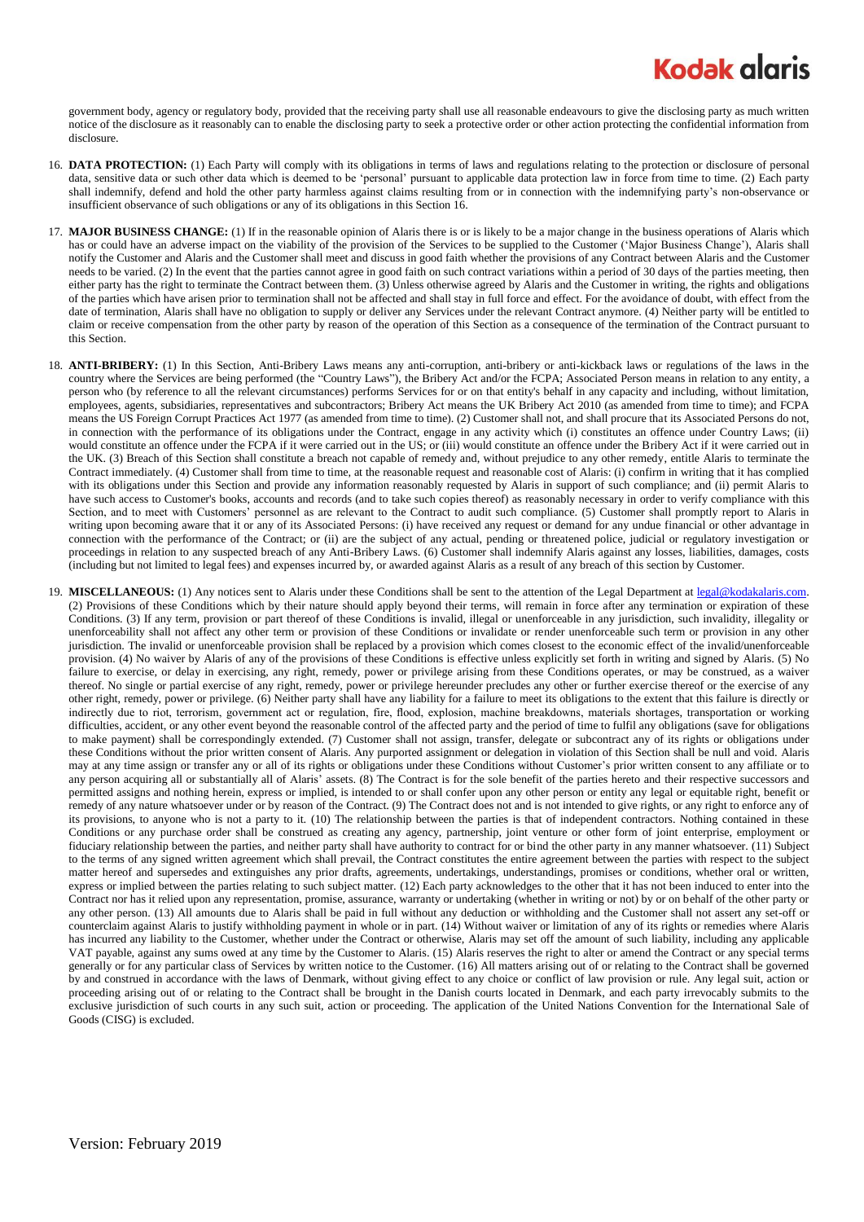government body, agency or regulatory body, provided that the receiving party shall use all reasonable endeavours to give the disclosing party as much written notice of the disclosure as it reasonably can to enable the disclosing party to seek a protective order or other action protecting the confidential information from disclosure.

16. **DATA PROTECTION:** (1) Each Party will comply with its obligations in terms of laws and regulations relating to the protection or disclosure of personal data, sensitive data or such other data which is deemed to be 'personal' pursuant to applicable data protection law in force from time to time. (2) Each party shall indemnify, defend and hold the other party harmless against claims resulting from or in connection with the indemnifying party's non-observance or insufficient observance of such obligations or any of its obligations in this Section 16.

17. **MAJOR BUSINESS CHANGE:** (1) If in the reasonable opinion of Alaris there is or is likely to be a major change in the business operations of Alaris which has or could have an adverse impact on the viability of the provision of the Services to be supplied to the Customer ('Major Business Change'), Alaris shall notify the Customer and Alaris and the Customer shall meet and discuss in good faith whether the provisions of any Contract between Alaris and the Customer needs to be varied. (2) In the event that the parties cannot agree in good faith on such contract variations within a period of 30 days of the parties meeting, then either party has the right to terminate the Contract between them. (3) Unless otherwise agreed by Alaris and the Customer in writing, the rights and obligations of the parties which have arisen prior to termination shall not be affected and shall stay in full force and effect. For the avoidance of doubt, with effect from the date of termination, Alaris shall have no obligation to supply or deliver any Services under the relevant Contract anymore. (4) Neither party will be entitled to claim or receive compensation from the other party by reason of the operation of this Section as a consequence of the termination of the Contract pursuant to this Section.

18. **ANTI-BRIBERY:** (1) In this Section, Anti-Bribery Laws means any anti-corruption, anti-bribery or anti-kickback laws or regulations of the laws in the country where the Services are being performed (the "Country Laws"), the Bribery Act and/or the FCPA; Associated Person means in relation to any entity, a person who (by reference to all the relevant circumstances) performs Services for or on that entity's behalf in any capacity and including, without limitation, employees, agents, subsidiaries, representatives and subcontractors; Bribery Act means the UK Bribery Act 2010 (as amended from time to time); and FCPA means the US Foreign Corrupt Practices Act 1977 (as amended from time to time). (2) Customer shall not, and shall procure that its Associated Persons do not, in connection with the performance of its obligations under the Contract, engage in any activity which (i) constitutes an offence under Country Laws; (ii) would constitute an offence under the FCPA if it were carried out in the US; or (iii) would constitute an offence under the Bribery Act if it were carried out in the UK. (3) Breach of this Section shall constitute a breach not capable of remedy and, without prejudice to any other remedy, entitle Alaris to terminate the Contract immediately. (4) Customer shall from time to time, at the reasonable request and reasonable cost of Alaris: (i) confirm in writing that it has complied with its obligations under this Section and provide any information reasonably requested by Alaris in support of such compliance; and (ii) permit Alaris to have such access to Customer's books, accounts and records (and to take such copies thereof) as reasonably necessary in order to verify compliance with this Section, and to meet with Customers' personnel as are relevant to the Contract to audit such compliance. (5) Customer shall promptly report to Alaris in writing upon becoming aware that it or any of its Associated Persons: (i) have received any request or demand for any undue financial or other advantage in connection with the performance of the Contract; or (ii) are the subject of any actual, pending or threatened police, judicial or regulatory investigation or proceedings in relation to any suspected breach of any Anti-Bribery Laws. (6) Customer shall indemnify Alaris against any losses, liabilities, damages, costs (including but not limited to legal fees) and expenses incurred by, or awarded against Alaris as a result of any breach of this section by Customer.

19. **MISCELLANEOUS:** (1) Any notices sent to Alaris under these Conditions shall be sent to the attention of the Legal Department at legal@kodakalaris.com. (2) Provisions of these Conditions which by their nature should apply beyond their terms, will remain in force after any termination or expiration of these Conditions. (3) If any term, provision or part thereof of these Conditions is invalid, illegal or unenforceable in any jurisdiction, such invalidity, illegality or unenforceability shall not affect any other term or provision of these Conditions or invalidate or render unenforceable such term or provision in any other jurisdiction. The invalid or unenforceable provision shall be replaced by a provision which comes closest to the economic effect of the invalid/unenforceable provision. (4) No waiver by Alaris of any of the provisions of these Conditions is effective unless explicitly set forth in writing and signed by Alaris. (5) No failure to exercise, or delay in exercising, any right, remedy, power or privilege arising from these Conditions operates, or may be construed, as a waiver thereof. No single or partial exercise of any right, remedy, power or privilege hereunder precludes any other or further exercise thereof or the exercise of any other right, remedy, power or privilege. (6) Neither party shall have any liability for a failure to meet its obligations to the extent that this failure is directly or indirectly due to riot, terrorism, government act or regulation, fire, flood, explosion, machine breakdowns, materials shortages, transportation or working difficulties, accident, or any other event beyond the reasonable control of the affected party and the period of time to fulfil any obligations (save for obligations to make payment) shall be correspondingly extended. (7) Customer shall not assign, transfer, delegate or subcontract any of its rights or obligations under these Conditions without the prior written consent of Alaris. Any purported assignment or delegation in violation of this Section shall be null and void. Alaris may at any time assign or transfer any or all of its rights or obligations under these Conditions without Customer's prior written consent to any affiliate or to any person acquiring all or substantially all of Alaris' assets. (8) The Contract is for the sole benefit of the parties hereto and their respective successors and permitted assigns and nothing herein, express or implied, is intended to or shall confer upon any other person or entity any legal or equitable right, benefit or remedy of any nature whatsoever under or by reason of the Contract. (9) The Contract does not and is not intended to give rights, or any right to enforce any of its provisions, to anyone who is not a party to it. (10) The relationship between the parties is that of independent contractors. Nothing contained in these Conditions or any purchase order shall be construed as creating any agency, partnership, joint venture or other form of joint enterprise, employment or fiduciary relationship between the parties, and neither party shall have authority to contract for or bind the other party in any manner whatsoever. (11) Subject to the terms of any signed written agreement which shall prevail, the Contract constitutes the entire agreement between the parties with respect to the subject matter hereof and supersedes and extinguishes any prior drafts, agreements, undertakings, understandings, promises or conditions, whether oral or written, express or implied between the parties relating to such subject matter. (12) Each party acknowledges to the other that it has not been induced to enter into the Contract nor has it relied upon any representation, promise, assurance, warranty or undertaking (whether in writing or not) by or on behalf of the other party or any other person. (13) All amounts due to Alaris shall be paid in full without any deduction or withholding and the Customer shall not assert any set-off or counterclaim against Alaris to justify withholding payment in whole or in part. (14) Without waiver or limitation of any of its rights or remedies where Alaris has incurred any liability to the Customer, whether under the Contract or otherwise, Alaris may set off the amount of such liability, including any applicable VAT payable, against any sums owed at any time by the Customer to Alaris. (15) Alaris reserves the right to alter or amend the Contract or any special terms generally or for any particular class of Services by written notice to the Customer. (16) All matters arising out of or relating to the Contract shall be governed by and construed in accordance with the laws of Denmark, without giving effect to any choice or conflict of law provision or rule. Any legal suit, action or proceeding arising out of or relating to the Contract shall be brought in the Danish courts located in Denmark, and each party irrevocably submits to the exclusive jurisdiction of such courts in any such suit, action or proceeding. The application of the United Nations Convention for the International Sale of Goods (CISG) is excluded.

Version: February 2019